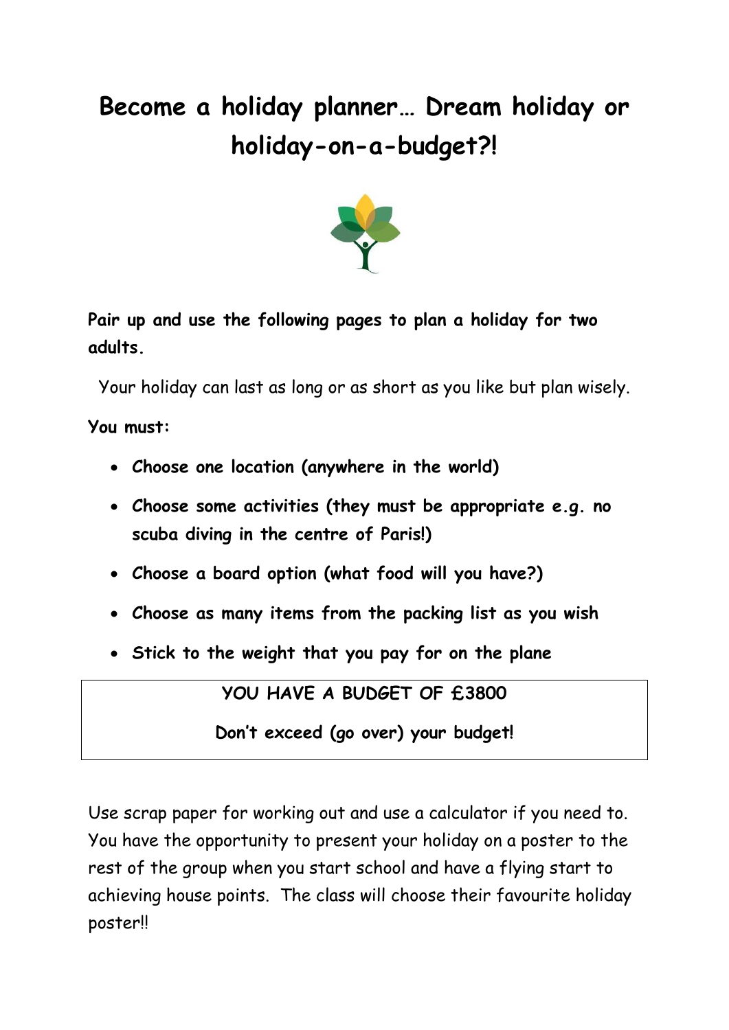# Become a holiday planner… Dream holiday or holiday-on-a-budget?!

**Pair up and use the following pages to plan a holiday for two adults.**

Your holiday can last as long or as short as you like but plan wisely.

**You must:**

- ***Choose one location (anywhere in the world)***
- ***Choose some activities (they must be appropriate e.g. no scuba diving in the centre of Paris!)***
- ***Choose a board option (what food will you have?)***
- ***Choose as many items from the packing list as you wish***
- ***Stick to the weight that you pay for on the plane***

**YOU HAVE A BUDGET OF £3800**

**Don't exceed (go over) your budget!**

Use scrap paper for working out and use a calculator if you need to. You have the opportunity to present your holiday on a poster to the rest of the group when you start school and have a flying start to achieving house points. The class will choose their favourite holiday poster!!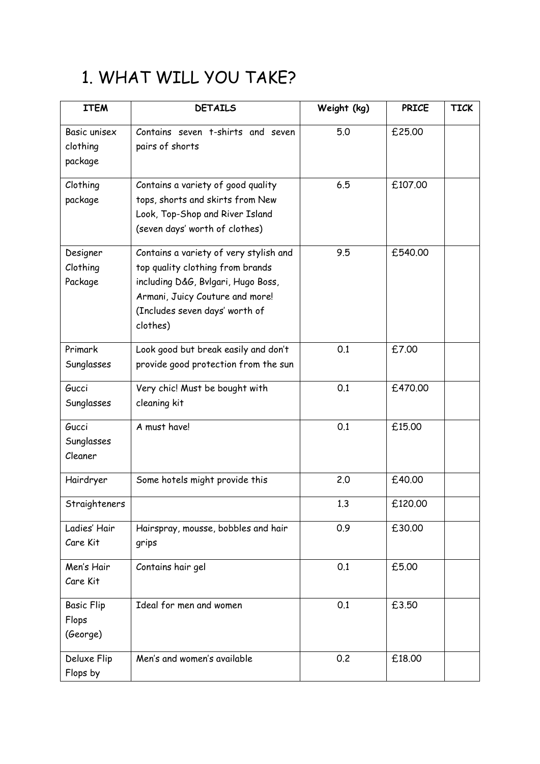# 1. WHAT WILL YOU TAKE?

| ITEM | DETAILS | Weight (kg) | PRICE | TICK |
|---|---|---|---|---|
| Basic unisex clothing package | Contains seven t-shirts and seven pairs of shorts | 5.0 | £25.00 | |
| Clothing package | Contains a variety of good quality tops, shorts and skirts from New Look, Top-Shop and River Island (seven days' worth of clothes) | 6.5 | £107.00 | |
| Designer Clothing Package | Contains a variety of very stylish and top quality clothing from brands including D&G, Bvlgari, Hugo Boss, Armani, Juicy Couture and more! (Includes seven days' worth of clothes) | 9.5 | £540.00 | |
| Primark Sunglasses | Look good but break easily and don't provide good protection from the sun | 0.1 | £7.00 | |
| Gucci Sunglasses | Very chic! Must be bought with cleaning kit | 0.1 | £470.00 | |
| Gucci Sunglasses Cleaner | A must have! | 0.1 | £15.00 | |
| Hairdryer | Some hotels might provide this | 2.0 | £40.00 | |
| Straighteners | | 1.3 | £120.00 | |
| Ladies' Hair Care Kit | Hairspray, mousse, bobbles and hair grips | 0.9 | £30.00 | |
| Men's Hair Care Kit | Contains hair gel | 0.1 | £5.00 | |
| Basic Flip Flops (George) | Ideal for men and women | 0.1 | £3.50 | |
| Deluxe Flip Flops by | Men's and women's available | 0.2 | £18.00 | |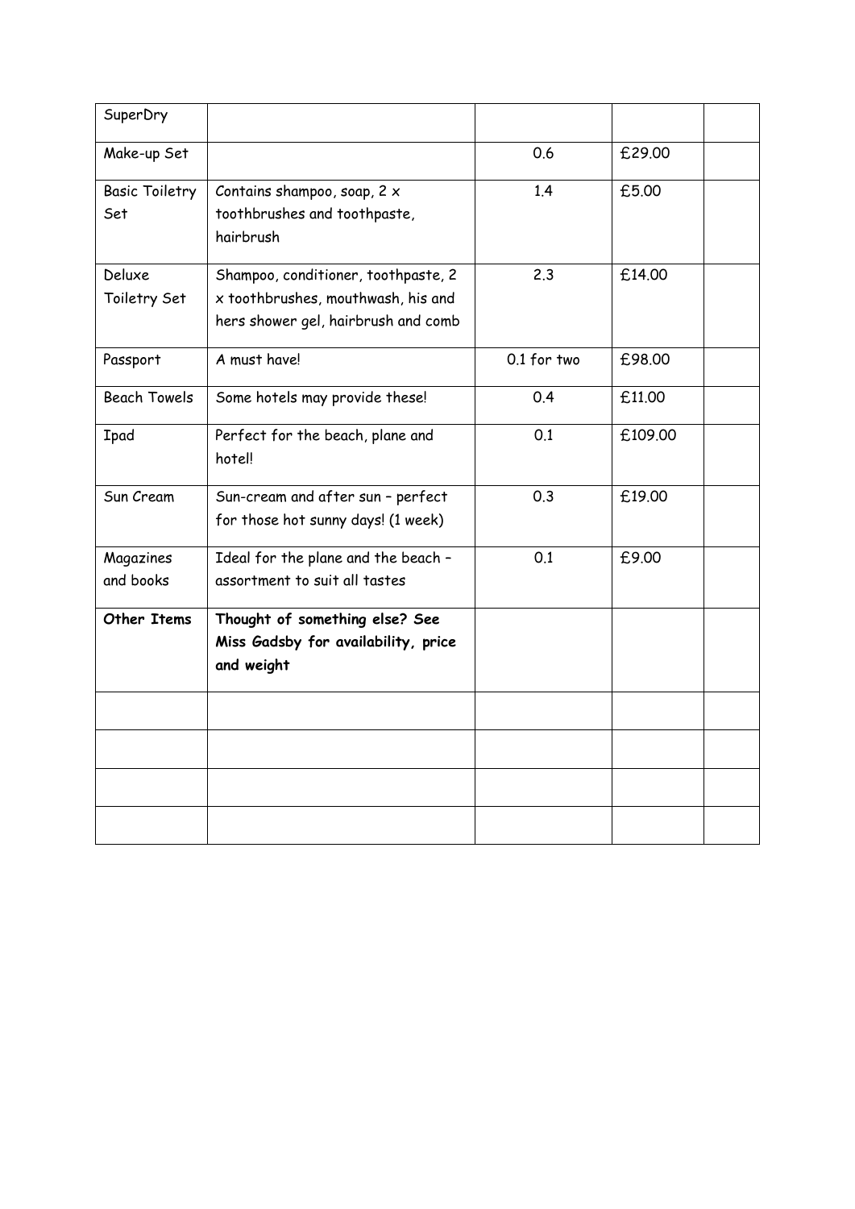| | | | | |
|---|---|---|---|---|
| SuperDry | | | | |
| Make-up Set | | 0.6 | £29.00 | |
| Basic Toiletry Set | Contains shampoo, soap, 2 x toothbrushes and toothpaste, hairbrush | 1.4 | £5.00 | |
| Deluxe Toiletry Set | Shampoo, conditioner, toothpaste, 2 x toothbrushes, mouthwash, his and hers shower gel, hairbrush and comb | 2.3 | £14.00 | |
| Passport | A must have! | 0.1 for two | £98.00 | |
| Beach Towels | Some hotels may provide these! | 0.4 | £11.00 | |
| Ipad | Perfect for the beach, plane and hotel! | 0.1 | £109.00 | |
| Sun Cream | Sun-cream and after sun – perfect for those hot sunny days! (1 week) | 0.3 | £19.00 | |
| Magazines and books | Ideal for the plane and the beach – assortment to suit all tastes | 0.1 | £9.00 | |
| **Other Items** | **Thought of something else? See Miss Gadsby for availability, price and weight** | | | |
| | | | | |
| | | | | |
| | | | | |
| | | | | |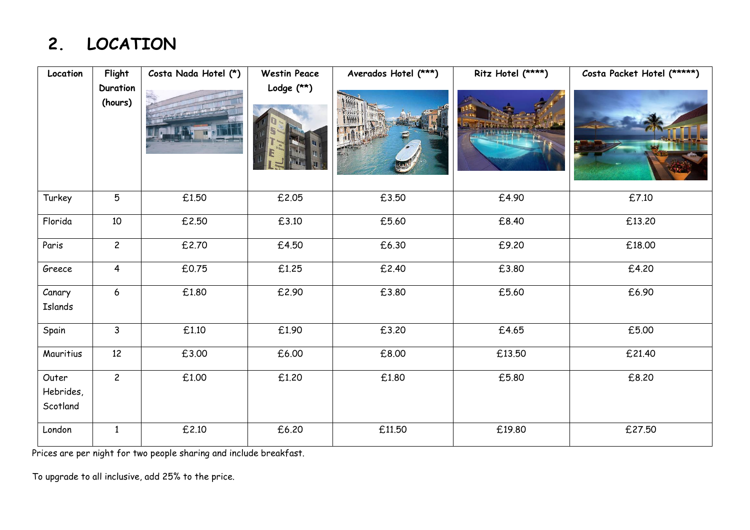## 2. LOCATION

| Location | Flight Duration (hours) | Costa Nada Hotel (*) | Westin Peace Lodge (**) | Averados Hotel (***) | Ritz Hotel (****) | Costa Packet Hotel (*****) |
|---|---|---|---|---|---|---|
| Turkey | 5 | £1.50 | £2.05 | £3.50 | £4.90 | £7.10 |
| Florida | 10 | £2.50 | £3.10 | £5.60 | £8.40 | £13.20 |
| Paris | 2 | £2.70 | £4.50 | £6.30 | £9.20 | £18.00 |
| Greece | 4 | £0.75 | £1.25 | £2.40 | £3.80 | £4.20 |
| Canary Islands | 6 | £1.80 | £2.90 | £3.80 | £5.60 | £6.90 |
| Spain | 3 | £1.10 | £1.90 | £3.20 | £4.65 | £5.00 |
| Mauritius | 12 | £3.00 | £6.00 | £8.00 | £13.50 | £21.40 |
| Outer Hebrides, Scotland | 2 | £1.00 | £1.20 | £1.80 | £5.80 | £8.20 |
| London | 1 | £2.10 | £6.20 | £11.50 | £19.80 | £27.50 |

Prices are per night for two people sharing and include breakfast.

To upgrade to all inclusive, add 25% to the price.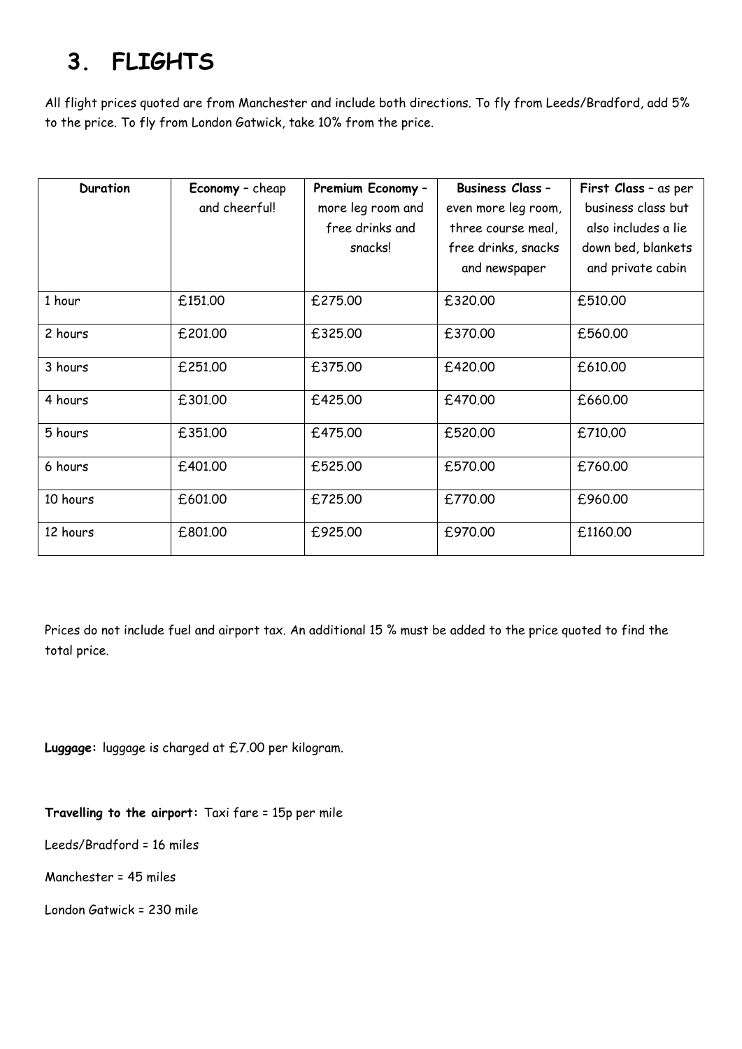# 3. FLIGHTS

All flight prices quoted are from Manchester and include both directions. To fly from Leeds/Bradford, add 5% to the price. To fly from London Gatwick, take 10% from the price.

| Duration | **Economy** – cheap and cheerful! | **Premium Economy** – more leg room and free drinks and snacks! | **Business Class** – even more leg room, three course meal, free drinks, snacks and newspaper | **First Class** – as per business class but also includes a lie down bed, blankets and private cabin |
|---|---|---|---|---|
| 1 hour | £151.00 | £275.00 | £320.00 | £510.00 |
| 2 hours | £201.00 | £325.00 | £370.00 | £560.00 |
| 3 hours | £251.00 | £375.00 | £420.00 | £610.00 |
| 4 hours | £301.00 | £425.00 | £470.00 | £660.00 |
| 5 hours | £351.00 | £475.00 | £520.00 | £710.00 |
| 6 hours | £401.00 | £525.00 | £570.00 | £760.00 |
| 10 hours | £601.00 | £725.00 | £770.00 | £960.00 |
| 12 hours | £801.00 | £925.00 | £970.00 | £1160.00 |

Prices do not include fuel and airport tax. An additional 15 % must be added to the price quoted to find the total price.

**Luggage:** luggage is charged at £7.00 per kilogram.

**Travelling to the airport:** Taxi fare = 15p per mile

Leeds/Bradford = 16 miles

Manchester = 45 miles

London Gatwick = 230 mile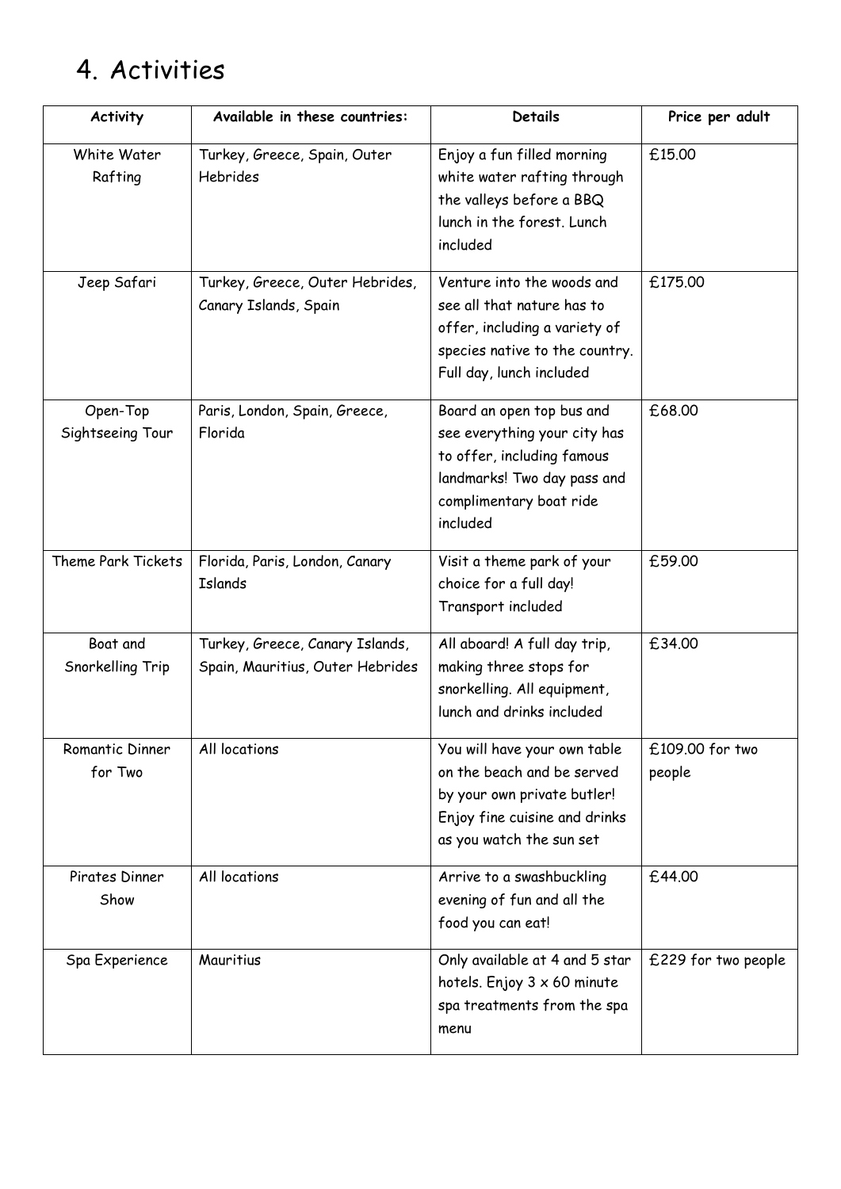# 4. Activities

| Activity | Available in these countries: | Details | Price per adult |
|---|---|---|---|
| White Water Rafting | Turkey, Greece, Spain, Outer Hebrides | Enjoy a fun filled morning white water rafting through the valleys before a BBQ lunch in the forest. Lunch included | £15.00 |
| Jeep Safari | Turkey, Greece, Outer Hebrides, Canary Islands, Spain | Venture into the woods and see all that nature has to offer, including a variety of species native to the country. Full day, lunch included | £175.00 |
| Open-Top Sightseeing Tour | Paris, London, Spain, Greece, Florida | Board an open top bus and see everything your city has to offer, including famous landmarks! Two day pass and complimentary boat ride included | £68.00 |
| Theme Park Tickets | Florida, Paris, London, Canary Islands | Visit a theme park of your choice for a full day! Transport included | £59.00 |
| Boat and Snorkelling Trip | Turkey, Greece, Canary Islands, Spain, Mauritius, Outer Hebrides | All aboard! A full day trip, making three stops for snorkelling. All equipment, lunch and drinks included | £34.00 |
| Romantic Dinner for Two | All locations | You will have your own table on the beach and be served by your own private butler! Enjoy fine cuisine and drinks as you watch the sun set | £109.00 for two people |
| Pirates Dinner Show | All locations | Arrive to a swashbuckling evening of fun and all the food you can eat! | £44.00 |
| Spa Experience | Mauritius | Only available at 4 and 5 star hotels. Enjoy 3 x 60 minute spa treatments from the spa menu | £229 for two people |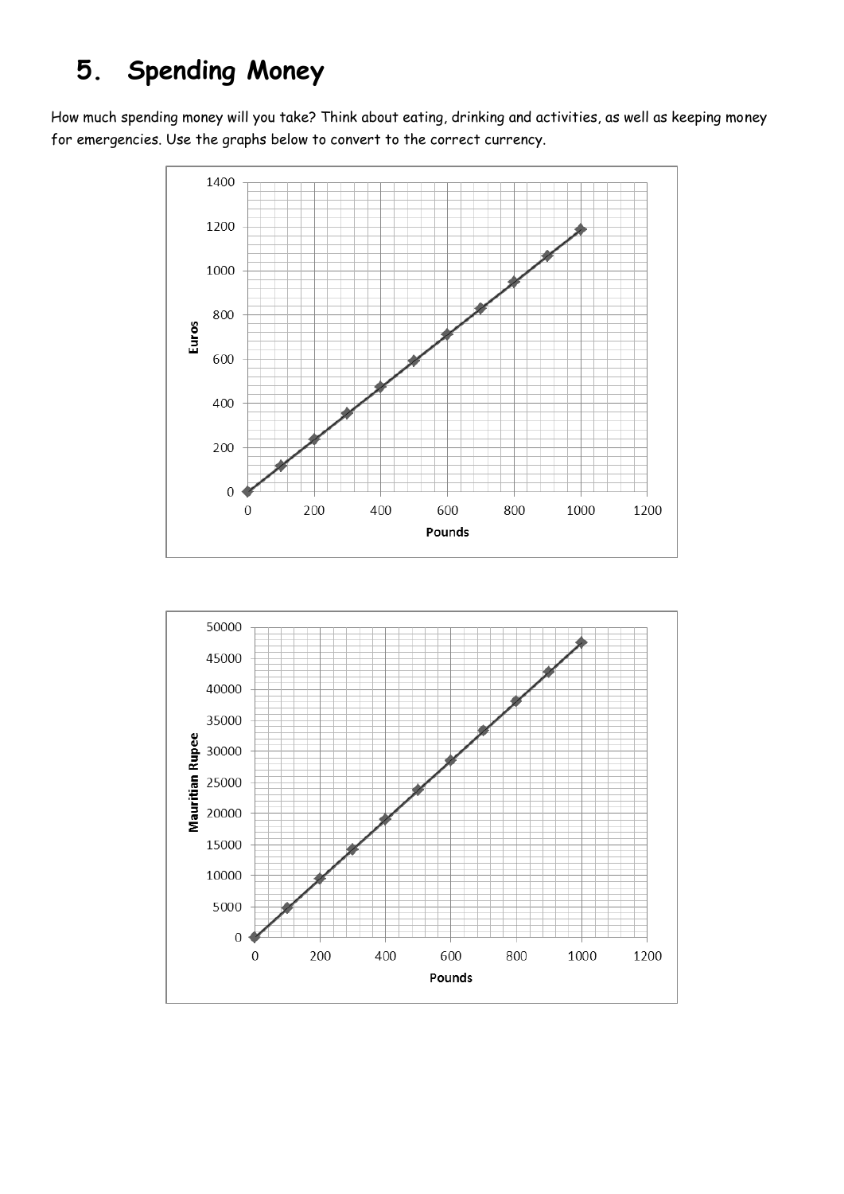# 5. Spending Money

How much spending money will you take? Think about eating, drinking and activities, as well as keeping money for emergencies. Use the graphs below to convert to the correct currency.

1400
1200
1000
800
600
400
200
0

Euros

0 200 400 600 800 1000 1200

Pounds

50000
45000
40000
35000
30000
25000
20000
15000
10000
5000
0

Mauritian Rupee

0 200 400 600 800 1000 1200

Pounds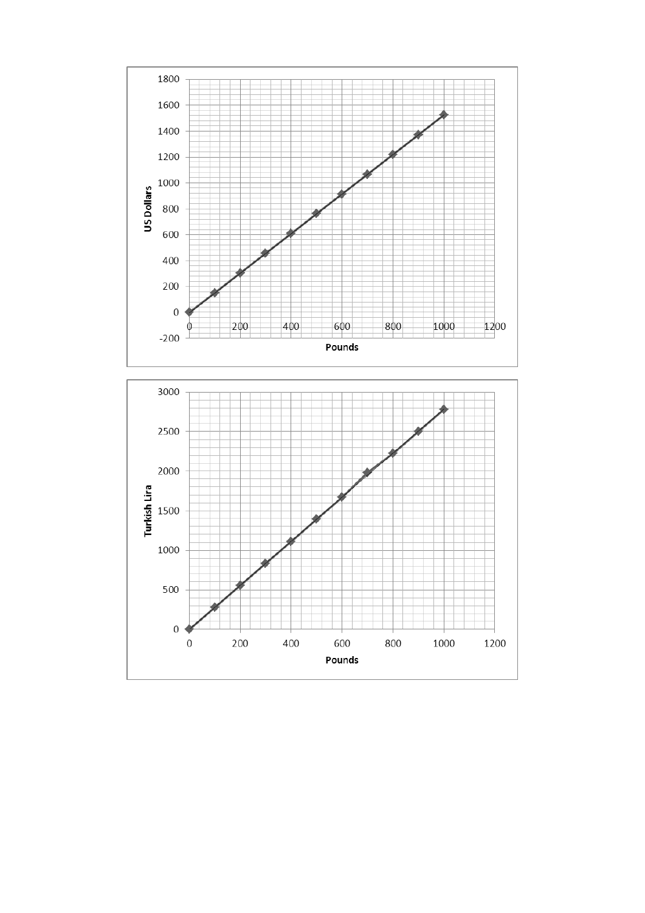1800
1600
1400
1200
1000
800
600
400
200
0
-200

US Dollars

0 200 400 600 800 1000 1200

Pounds

3000
2500
2000
1500
1000
500
0

Turkish Lira

0 200 400 600 800 1000 1200

Pounds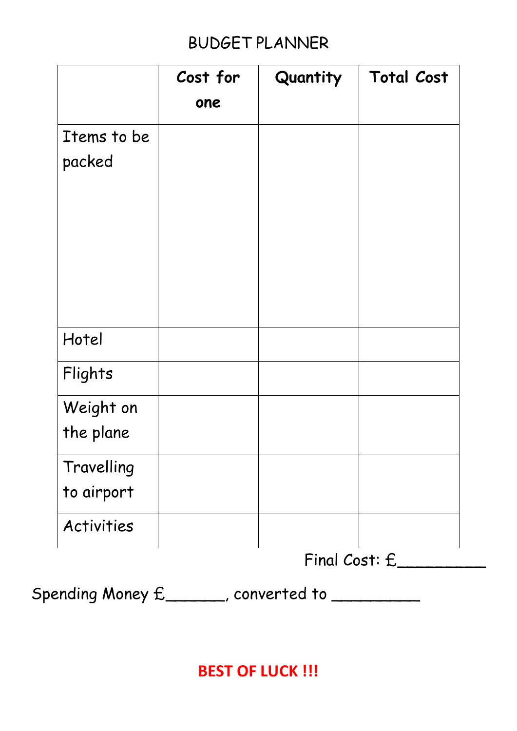# BUDGET PLANNER

| | **Cost for one** | **Quantity** | **Total Cost** |
|---|---|---|---|
| Items to be packed | | | |
| Hotel | | | |
| Flights | | | |
| Weight on the plane | | | |
| Travelling to airport | | | |
| Activities | | | |

Final Cost: £_________

Spending Money £______, converted to _________

**BEST OF LUCK !!!**